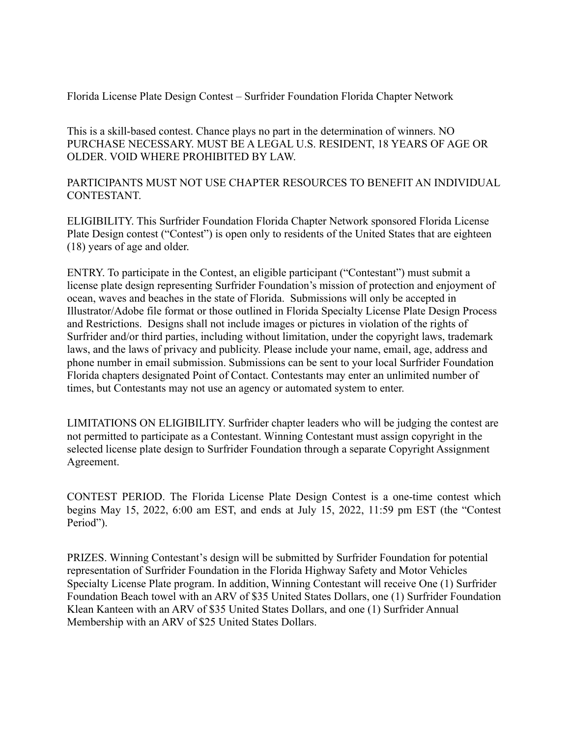Florida License Plate Design Contest – Surfrider Foundation Florida Chapter Network

This is a skill-based contest. Chance plays no part in the determination of winners. NO PURCHASE NECESSARY. MUST BE A LEGAL U.S. RESIDENT, 18 YEARS OF AGE OR OLDER. VOID WHERE PROHIBITED BY LAW.

PARTICIPANTS MUST NOT USE CHAPTER RESOURCES TO BENEFIT AN INDIVIDUAL CONTESTANT.

ELIGIBILITY. This Surfrider Foundation Florida Chapter Network sponsored Florida License Plate Design contest ("Contest") is open only to residents of the United States that are eighteen (18) years of age and older.

ENTRY. To participate in the Contest, an eligible participant ("Contestant") must submit a license plate design representing Surfrider Foundation's mission of protection and enjoyment of ocean, waves and beaches in the state of Florida. Submissions will only be accepted in Illustrator/Adobe file format or those outlined in Florida Specialty License Plate Design Process and Restrictions. Designs shall not include images or pictures in violation of the rights of Surfrider and/or third parties, including without limitation, under the copyright laws, trademark laws, and the laws of privacy and publicity. Please include your name, email, age, address and phone number in email submission. Submissions can be sent to your local Surfrider Foundation Florida chapters designated Point of Contact. Contestants may enter an unlimited number of times, but Contestants may not use an agency or automated system to enter.

LIMITATIONS ON ELIGIBILITY. Surfrider chapter leaders who will be judging the contest are not permitted to participate as a Contestant. Winning Contestant must assign copyright in the selected license plate design to Surfrider Foundation through a separate Copyright Assignment Agreement.

CONTEST PERIOD. The Florida License Plate Design Contest is a one-time contest which begins May 15, 2022, 6:00 am EST, and ends at July 15, 2022, 11:59 pm EST (the "Contest Period").

PRIZES. Winning Contestant's design will be submitted by Surfrider Foundation for potential representation of Surfrider Foundation in the Florida Highway Safety and Motor Vehicles Specialty License Plate program. In addition, Winning Contestant will receive One (1) Surfrider Foundation Beach towel with an ARV of $35 United States Dollars, one (1) Surfrider Foundation Klean Kanteen with an ARV of $35 United States Dollars, and one (1) Surfrider Annual Membership with an ARV of $25 United States Dollars.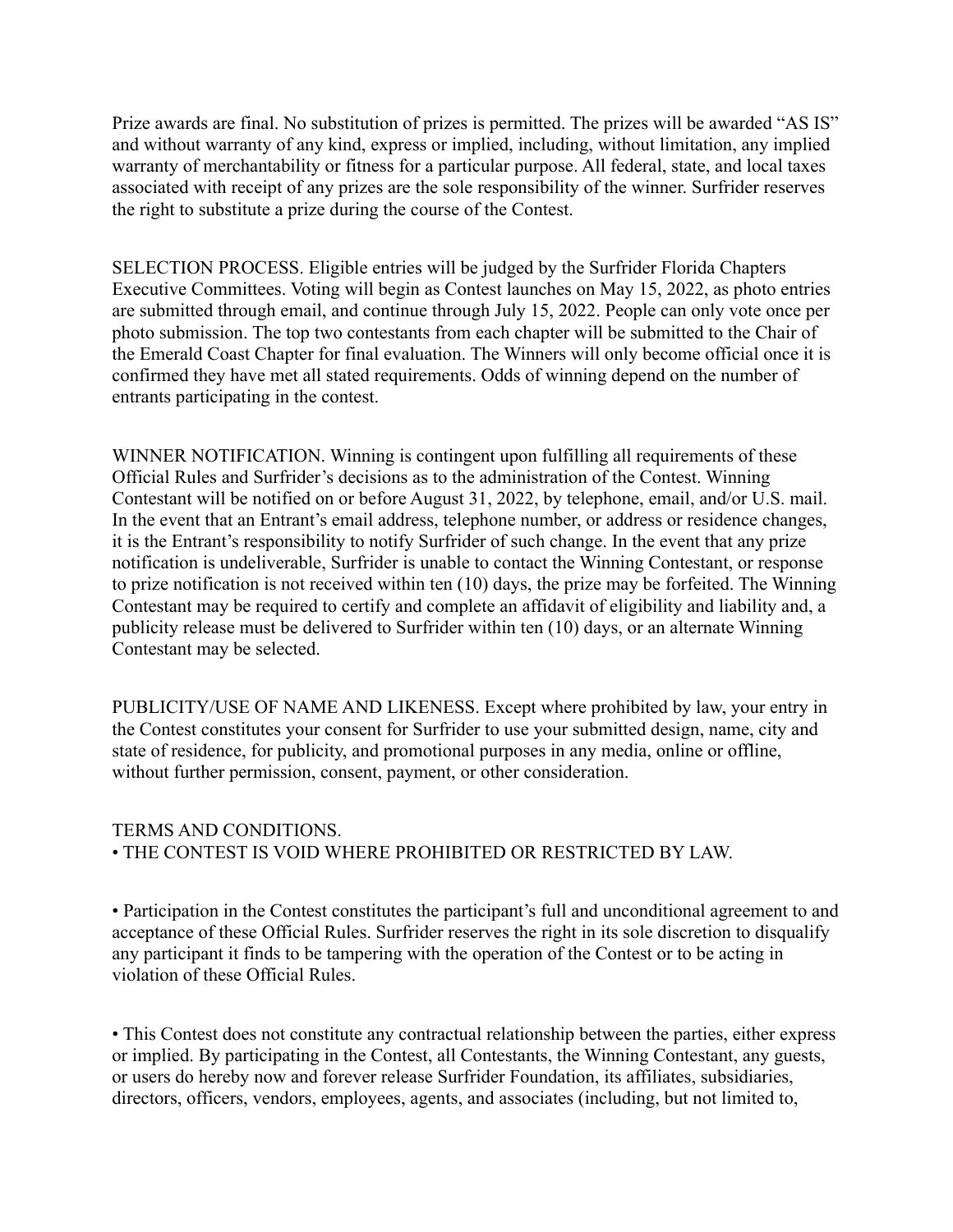Prize awards are final. No substitution of prizes is permitted. The prizes will be awarded "AS IS" and without warranty of any kind, express or implied, including, without limitation, any implied warranty of merchantability or fitness for a particular purpose. All federal, state, and local taxes associated with receipt of any prizes are the sole responsibility of the winner. Surfrider reserves the right to substitute a prize during the course of the Contest.

SELECTION PROCESS. Eligible entries will be judged by the Surfrider Florida Chapters Executive Committees. Voting will begin as Contest launches on May 15, 2022, as photo entries are submitted through email, and continue through July 15, 2022. People can only vote once per photo submission. The top two contestants from each chapter will be submitted to the Chair of the Emerald Coast Chapter for final evaluation. The Winners will only become official once it is confirmed they have met all stated requirements. Odds of winning depend on the number of entrants participating in the contest.

WINNER NOTIFICATION. Winning is contingent upon fulfilling all requirements of these Official Rules and Surfrider's decisions as to the administration of the Contest. Winning Contestant will be notified on or before August 31, 2022, by telephone, email, and/or U.S. mail. In the event that an Entrant's email address, telephone number, or address or residence changes, it is the Entrant's responsibility to notify Surfrider of such change. In the event that any prize notification is undeliverable, Surfrider is unable to contact the Winning Contestant, or response to prize notification is not received within ten (10) days, the prize may be forfeited. The Winning Contestant may be required to certify and complete an affidavit of eligibility and liability and, a publicity release must be delivered to Surfrider within ten (10) days, or an alternate Winning Contestant may be selected.

PUBLICITY/USE OF NAME AND LIKENESS. Except where prohibited by law, your entry in the Contest constitutes your consent for Surfrider to use your submitted design, name, city and state of residence, for publicity, and promotional purposes in any media, online or offline, without further permission, consent, payment, or other consideration.

TERMS AND CONDITIONS.

- THE CONTEST IS VOID WHERE PROHIBITED OR RESTRICTED BY LAW.

- Participation in the Contest constitutes the participant's full and unconditional agreement to and acceptance of these Official Rules. Surfrider reserves the right in its sole discretion to disqualify any participant it finds to be tampering with the operation of the Contest or to be acting in violation of these Official Rules.

- This Contest does not constitute any contractual relationship between the parties, either express or implied. By participating in the Contest, all Contestants, the Winning Contestant, any guests, or users do hereby now and forever release Surfrider Foundation, its affiliates, subsidiaries, directors, officers, vendors, employees, agents, and associates (including, but not limited to,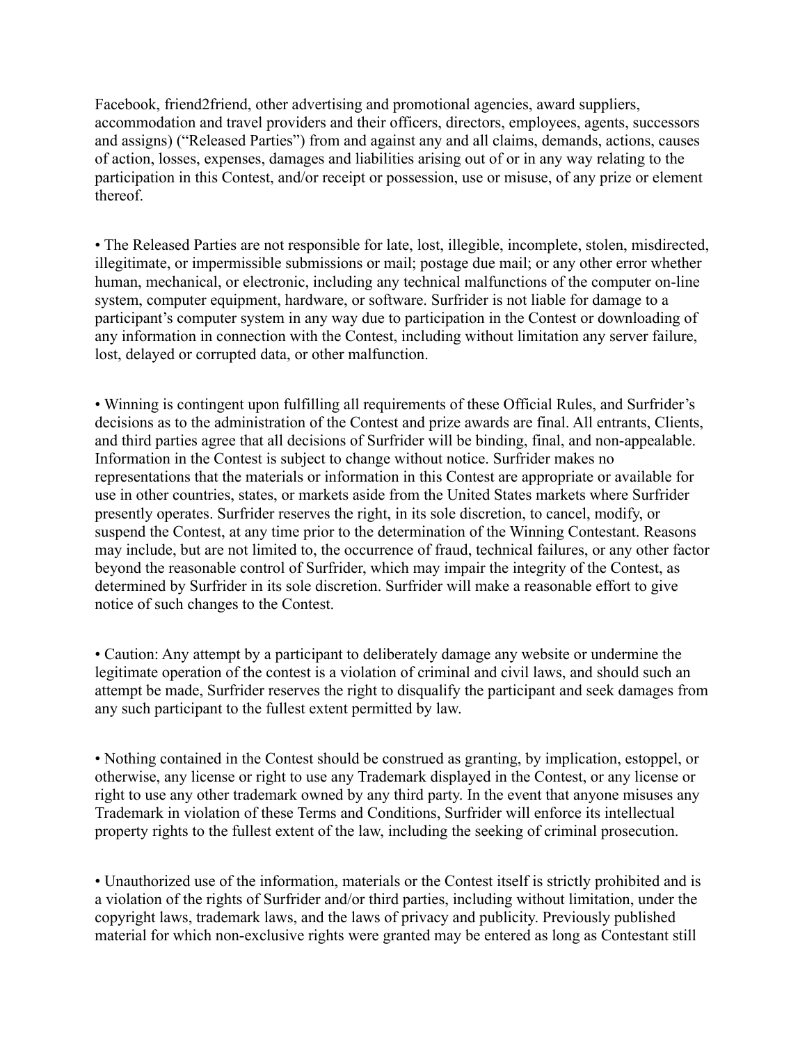Facebook, friend2friend, other advertising and promotional agencies, award suppliers, accommodation and travel providers and their officers, directors, employees, agents, successors and assigns) ("Released Parties") from and against any and all claims, demands, actions, causes of action, losses, expenses, damages and liabilities arising out of or in any way relating to the participation in this Contest, and/or receipt or possession, use or misuse, of any prize or element thereof.

• The Released Parties are not responsible for late, lost, illegible, incomplete, stolen, misdirected, illegitimate, or impermissible submissions or mail; postage due mail; or any other error whether human, mechanical, or electronic, including any technical malfunctions of the computer on-line system, computer equipment, hardware, or software. Surfrider is not liable for damage to a participant's computer system in any way due to participation in the Contest or downloading of any information in connection with the Contest, including without limitation any server failure, lost, delayed or corrupted data, or other malfunction.

• Winning is contingent upon fulfilling all requirements of these Official Rules, and Surfrider's decisions as to the administration of the Contest and prize awards are final. All entrants, Clients, and third parties agree that all decisions of Surfrider will be binding, final, and non-appealable. Information in the Contest is subject to change without notice. Surfrider makes no representations that the materials or information in this Contest are appropriate or available for use in other countries, states, or markets aside from the United States markets where Surfrider presently operates. Surfrider reserves the right, in its sole discretion, to cancel, modify, or suspend the Contest, at any time prior to the determination of the Winning Contestant. Reasons may include, but are not limited to, the occurrence of fraud, technical failures, or any other factor beyond the reasonable control of Surfrider, which may impair the integrity of the Contest, as determined by Surfrider in its sole discretion. Surfrider will make a reasonable effort to give notice of such changes to the Contest.

• Caution: Any attempt by a participant to deliberately damage any website or undermine the legitimate operation of the contest is a violation of criminal and civil laws, and should such an attempt be made, Surfrider reserves the right to disqualify the participant and seek damages from any such participant to the fullest extent permitted by law.

• Nothing contained in the Contest should be construed as granting, by implication, estoppel, or otherwise, any license or right to use any Trademark displayed in the Contest, or any license or right to use any other trademark owned by any third party. In the event that anyone misuses any Trademark in violation of these Terms and Conditions, Surfrider will enforce its intellectual property rights to the fullest extent of the law, including the seeking of criminal prosecution.

• Unauthorized use of the information, materials or the Contest itself is strictly prohibited and is a violation of the rights of Surfrider and/or third parties, including without limitation, under the copyright laws, trademark laws, and the laws of privacy and publicity. Previously published material for which non-exclusive rights were granted may be entered as long as Contestant still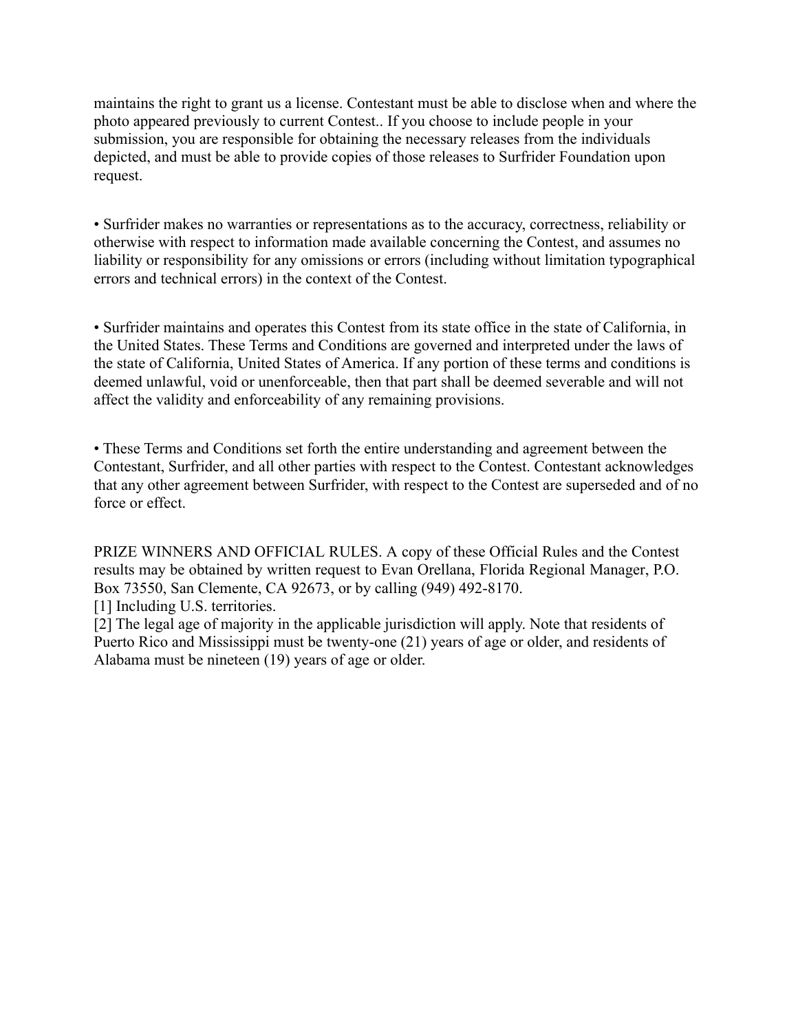maintains the right to grant us a license. Contestant must be able to disclose when and where the photo appeared previously to current Contest.. If you choose to include people in your submission, you are responsible for obtaining the necessary releases from the individuals depicted, and must be able to provide copies of those releases to Surfrider Foundation upon request.

• Surfrider makes no warranties or representations as to the accuracy, correctness, reliability or otherwise with respect to information made available concerning the Contest, and assumes no liability or responsibility for any omissions or errors (including without limitation typographical errors and technical errors) in the context of the Contest.

• Surfrider maintains and operates this Contest from its state office in the state of California, in the United States. These Terms and Conditions are governed and interpreted under the laws of the state of California, United States of America. If any portion of these terms and conditions is deemed unlawful, void or unenforceable, then that part shall be deemed severable and will not affect the validity and enforceability of any remaining provisions.

• These Terms and Conditions set forth the entire understanding and agreement between the Contestant, Surfrider, and all other parties with respect to the Contest. Contestant acknowledges that any other agreement between Surfrider, with respect to the Contest are superseded and of no force or effect.

PRIZE WINNERS AND OFFICIAL RULES. A copy of these Official Rules and the Contest results may be obtained by written request to Evan Orellana, Florida Regional Manager, P.O. Box 73550, San Clemente, CA 92673, or by calling (949) 492-8170.

[1] Including U.S. territories.

[2] The legal age of majority in the applicable jurisdiction will apply. Note that residents of Puerto Rico and Mississippi must be twenty-one (21) years of age or older, and residents of Alabama must be nineteen (19) years of age or older.